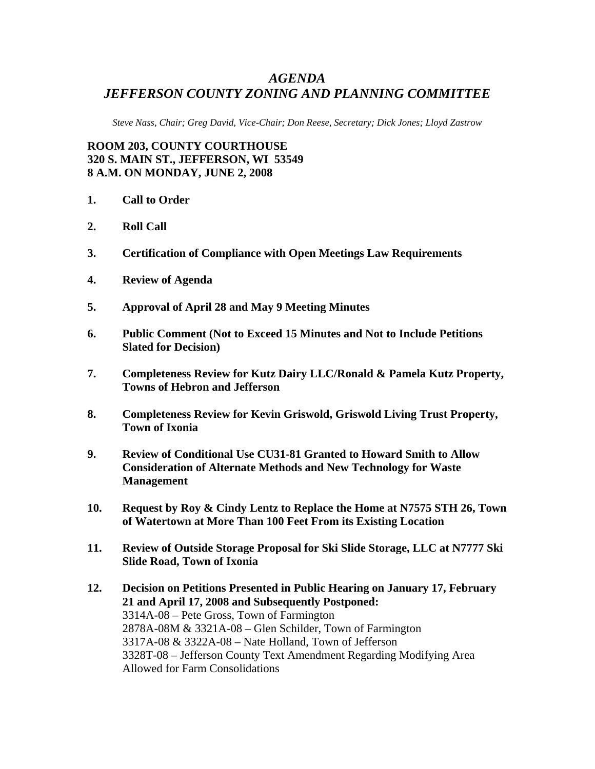# *AGENDA*
# *JEFFERSON COUNTY ZONING AND PLANNING COMMITTEE*

*Steve Nass, Chair; Greg David, Vice-Chair; Don Reese, Secretary; Dick Jones; Lloyd Zastrow*

**ROOM 203, COUNTY COURTHOUSE**
**320 S. MAIN ST., JEFFERSON, WI 53549**
**8 A.M. ON MONDAY, JUNE 2, 2008**

1. **Call to Order**

2. **Roll Call**

3. **Certification of Compliance with Open Meetings Law Requirements**

4. **Review of Agenda**

5. **Approval of April 28 and May 9 Meeting Minutes**

6. **Public Comment (Not to Exceed 15 Minutes and Not to Include Petitions Slated for Decision)**

7. **Completeness Review for Kutz Dairy LLC/Ronald & Pamela Kutz Property, Towns of Hebron and Jefferson**

8. **Completeness Review for Kevin Griswold, Griswold Living Trust Property, Town of Ixonia**

9. **Review of Conditional Use CU31-81 Granted to Howard Smith to Allow Consideration of Alternate Methods and New Technology for Waste Management**

10. **Request by Roy & Cindy Lentz to Replace the Home at N7575 STH 26, Town of Watertown at More Than 100 Feet From its Existing Location**

11. **Review of Outside Storage Proposal for Ski Slide Storage, LLC at N7777 Ski Slide Road, Town of Ixonia**

12. **Decision on Petitions Presented in Public Hearing on January 17, February 21 and April 17, 2008 and Subsequently Postponed:**
    3314A-08 – Pete Gross, Town of Farmington
    2878A-08M & 3321A-08 – Glen Schilder, Town of Farmington
    3317A-08 & 3322A-08 – Nate Holland, Town of Jefferson
    3328T-08 – Jefferson County Text Amendment Regarding Modifying Area Allowed for Farm Consolidations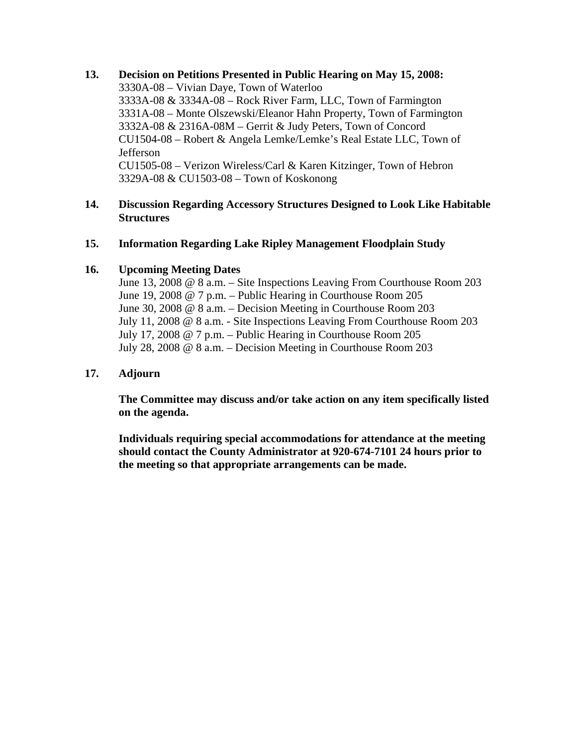**13. Decision on Petitions Presented in Public Hearing on May 15, 2008:**

3330A-08 – Vivian Daye, Town of Waterloo
3333A-08 & 3334A-08 – Rock River Farm, LLC, Town of Farmington
3331A-08 – Monte Olszewski/Eleanor Hahn Property, Town of Farmington
3332A-08 & 2316A-08M – Gerrit & Judy Peters, Town of Concord
CU1504-08 – Robert & Angela Lemke/Lemke's Real Estate LLC, Town of Jefferson
CU1505-08 – Verizon Wireless/Carl & Karen Kitzinger, Town of Hebron
3329A-08 & CU1503-08 – Town of Koskonong

**14. Discussion Regarding Accessory Structures Designed to Look Like Habitable Structures**

**15. Information Regarding Lake Ripley Management Floodplain Study**

**16. Upcoming Meeting Dates**

June 13, 2008 @ 8 a.m. – Site Inspections Leaving From Courthouse Room 203
June 19, 2008 @ 7 p.m. – Public Hearing in Courthouse Room 205
June 30, 2008 @ 8 a.m. – Decision Meeting in Courthouse Room 203
July 11, 2008 @ 8 a.m. - Site Inspections Leaving From Courthouse Room 203
July 17, 2008 @ 7 p.m. – Public Hearing in Courthouse Room 205
July 28, 2008 @ 8 a.m. – Decision Meeting in Courthouse Room 203

**17. Adjourn**

**The Committee may discuss and/or take action on any item specifically listed on the agenda.**

**Individuals requiring special accommodations for attendance at the meeting should contact the County Administrator at 920-674-7101 24 hours prior to the meeting so that appropriate arrangements can be made.**